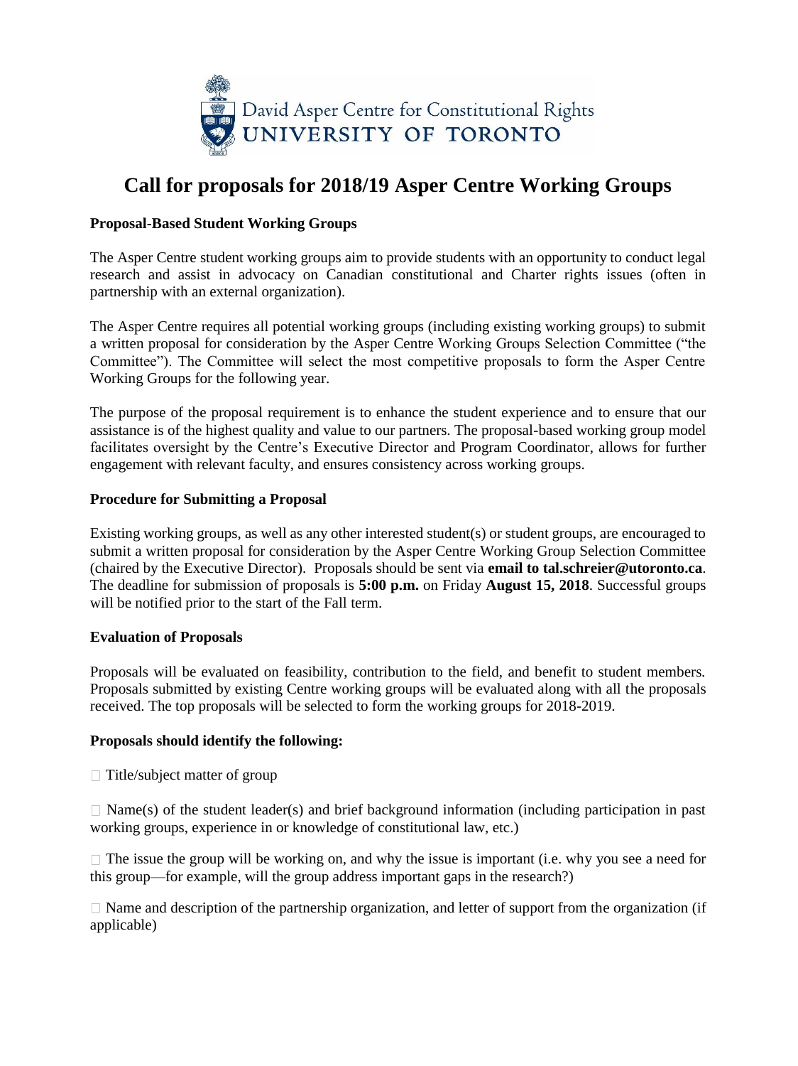David Asper Centre for Constitutional Rights
UNIVERSITY OF TORONTO

# Call for proposals for 2018/19 Asper Centre Working Groups

### Proposal-Based Student Working Groups

The Asper Centre student working groups aim to provide students with an opportunity to conduct legal research and assist in advocacy on Canadian constitutional and Charter rights issues (often in partnership with an external organization).

The Asper Centre requires all potential working groups (including existing working groups) to submit a written proposal for consideration by the Asper Centre Working Groups Selection Committee ("the Committee"). The Committee will select the most competitive proposals to form the Asper Centre Working Groups for the following year.

The purpose of the proposal requirement is to enhance the student experience and to ensure that our assistance is of the highest quality and value to our partners. The proposal-based working group model facilitates oversight by the Centre's Executive Director and Program Coordinator, allows for further engagement with relevant faculty, and ensures consistency across working groups.

### Procedure for Submitting a Proposal

Existing working groups, as well as any other interested student(s) or student groups, are encouraged to submit a written proposal for consideration by the Asper Centre Working Group Selection Committee (chaired by the Executive Director). Proposals should be sent via **email to tal.schreier@utoronto.ca**. The deadline for submission of proposals is **5:00 p.m.** on Friday **August 15, 2018**. Successful groups will be notified prior to the start of the Fall term.

### Evaluation of Proposals

Proposals will be evaluated on feasibility, contribution to the field, and benefit to student members. Proposals submitted by existing Centre working groups will be evaluated along with all the proposals received. The top proposals will be selected to form the working groups for 2018-2019.

### Proposals should identify the following:

- Title/subject matter of group
- Name(s) of the student leader(s) and brief background information (including participation in past working groups, experience in or knowledge of constitutional law, etc.)
- The issue the group will be working on, and why the issue is important (i.e. why you see a need for this group—for example, will the group address important gaps in the research?)
- Name and description of the partnership organization, and letter of support from the organization (if applicable)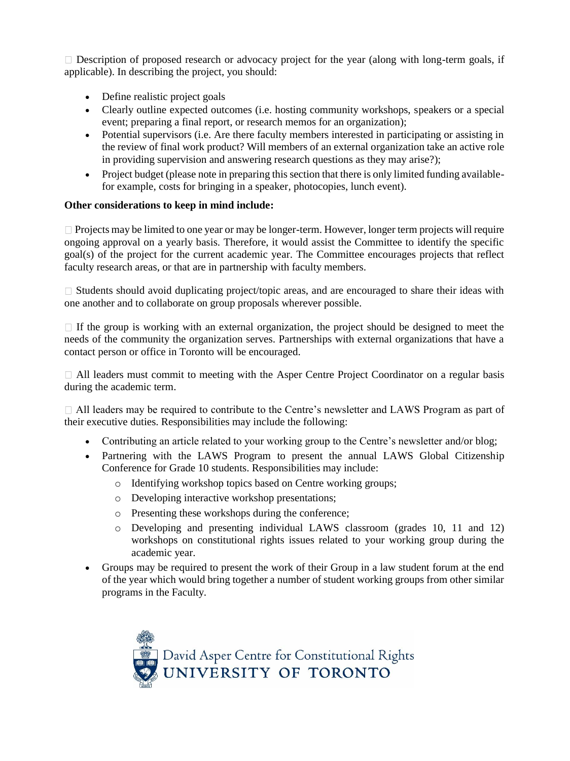Description of proposed research or advocacy project for the year (along with long-term goals, if applicable). In describing the project, you should:

- Define realistic project goals
- Clearly outline expected outcomes (i.e. hosting community workshops, speakers or a special event; preparing a final report, or research memos for an organization);
- Potential supervisors (i.e. Are there faculty members interested in participating or assisting in the review of final work product? Will members of an external organization take an active role in providing supervision and answering research questions as they may arise?);
- Project budget (please note in preparing this section that there is only limited funding available- for example, costs for bringing in a speaker, photocopies, lunch event).

**Other considerations to keep in mind include:**

 Projects may be limited to one year or may be longer-term. However, longer term projects will require ongoing approval on a yearly basis. Therefore, it would assist the Committee to identify the specific goal(s) of the project for the current academic year. The Committee encourages projects that reflect faculty research areas, or that are in partnership with faculty members.

 Students should avoid duplicating project/topic areas, and are encouraged to share their ideas with one another and to collaborate on group proposals wherever possible.

 If the group is working with an external organization, the project should be designed to meet the needs of the community the organization serves. Partnerships with external organizations that have a contact person or office in Toronto will be encouraged.

 All leaders must commit to meeting with the Asper Centre Project Coordinator on a regular basis during the academic term.

 All leaders may be required to contribute to the Centre's newsletter and LAWS Program as part of their executive duties. Responsibilities may include the following:

- Contributing an article related to your working group to the Centre's newsletter and/or blog;
- Partnering with the LAWS Program to present the annual LAWS Global Citizenship Conference for Grade 10 students. Responsibilities may include:
  - Identifying workshop topics based on Centre working groups;
  - Developing interactive workshop presentations;
  - Presenting these workshops during the conference;
  - Developing and presenting individual LAWS classroom (grades 10, 11 and 12) workshops on constitutional rights issues related to your working group during the academic year.
- Groups may be required to present the work of their Group in a law student forum at the end of the year which would bring together a number of student working groups from other similar programs in the Faculty.

David Asper Centre for Constitutional Rights
UNIVERSITY OF TORONTO